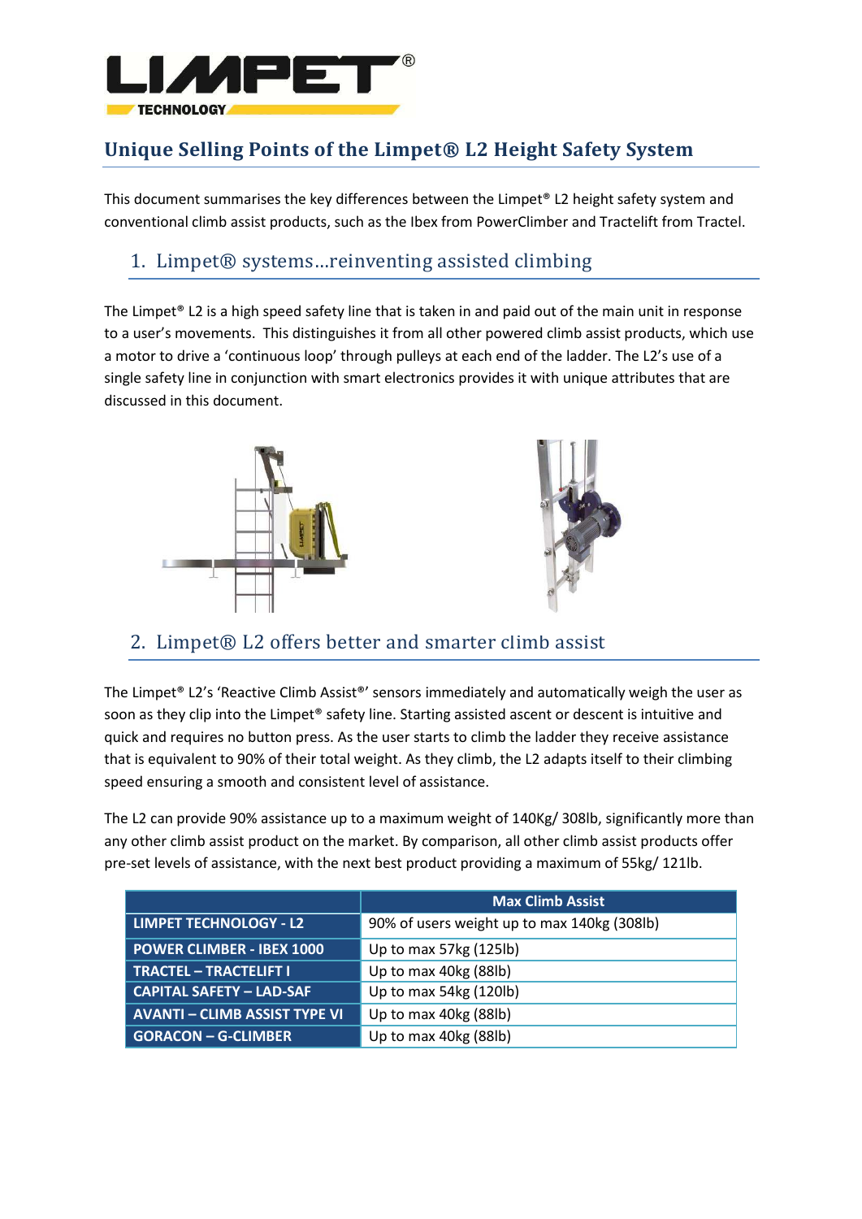# Unique Selling Points of the Limpet® L2 Height Safety System

This document summarises the key differences between the Limpet® L2 height safety system and conventional climb assist products, such as the Ibex from PowerClimber and Tractelift from Tractel.

## 1. Limpet® systems…reinventing assisted climbing

The Limpet® L2 is a high speed safety line that is taken in and paid out of the main unit in response to a user's movements. This distinguishes it from all other powered climb assist products, which use a motor to drive a 'continuous loop' through pulleys at each end of the ladder. The L2's use of a single safety line in conjunction with smart electronics provides it with unique attributes that are discussed in this document.

## 2. Limpet® L2 offers better and smarter climb assist

The Limpet® L2's 'Reactive Climb Assist®' sensors immediately and automatically weigh the user as soon as they clip into the Limpet® safety line. Starting assisted ascent or descent is intuitive and quick and requires no button press. As the user starts to climb the ladder they receive assistance that is equivalent to 90% of their total weight. As they climb, the L2 adapts itself to their climbing speed ensuring a smooth and consistent level of assistance.

The L2 can provide 90% assistance up to a maximum weight of 140Kg/ 308lb, significantly more than any other climb assist product on the market. By comparison, all other climb assist products offer pre-set levels of assistance, with the next best product providing a maximum of 55kg/ 121lb.

| | Max Climb Assist |
|---|---|
| LIMPET TECHNOLOGY - L2 | 90% of users weight up to max 140kg (308lb) |
| POWER CLIMBER - IBEX 1000 | Up to max 57kg (125lb) |
| TRACTEL – TRACTELIFT I | Up to max 40kg (88lb) |
| CAPITAL SAFETY – LAD-SAF | Up to max 54kg (120lb) |
| AVANTI – CLIMB ASSIST TYPE VI | Up to max 40kg (88lb) |
| GORACON – G-CLIMBER | Up to max 40kg (88lb) |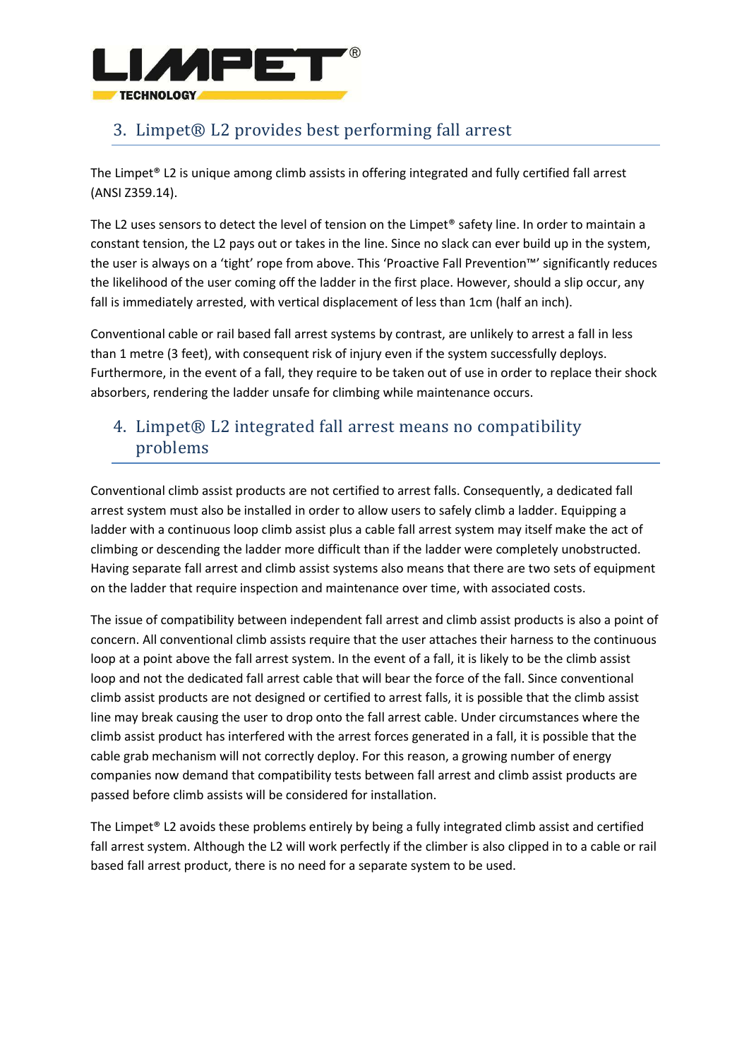## 3. Limpet® L2 provides best performing fall arrest

The Limpet® L2 is unique among climb assists in offering integrated and fully certified fall arrest (ANSI Z359.14).

The L2 uses sensors to detect the level of tension on the Limpet® safety line. In order to maintain a constant tension, the L2 pays out or takes in the line. Since no slack can ever build up in the system, the user is always on a 'tight' rope from above. This 'Proactive Fall Prevention™' significantly reduces the likelihood of the user coming off the ladder in the first place. However, should a slip occur, any fall is immediately arrested, with vertical displacement of less than 1cm (half an inch).

Conventional cable or rail based fall arrest systems by contrast, are unlikely to arrest a fall in less than 1 metre (3 feet), with consequent risk of injury even if the system successfully deploys. Furthermore, in the event of a fall, they require to be taken out of use in order to replace their shock absorbers, rendering the ladder unsafe for climbing while maintenance occurs.

## 4. Limpet® L2 integrated fall arrest means no compatibility problems

Conventional climb assist products are not certified to arrest falls. Consequently, a dedicated fall arrest system must also be installed in order to allow users to safely climb a ladder. Equipping a ladder with a continuous loop climb assist plus a cable fall arrest system may itself make the act of climbing or descending the ladder more difficult than if the ladder were completely unobstructed. Having separate fall arrest and climb assist systems also means that there are two sets of equipment on the ladder that require inspection and maintenance over time, with associated costs.

The issue of compatibility between independent fall arrest and climb assist products is also a point of concern. All conventional climb assists require that the user attaches their harness to the continuous loop at a point above the fall arrest system. In the event of a fall, it is likely to be the climb assist loop and not the dedicated fall arrest cable that will bear the force of the fall. Since conventional climb assist products are not designed or certified to arrest falls, it is possible that the climb assist line may break causing the user to drop onto the fall arrest cable. Under circumstances where the climb assist product has interfered with the arrest forces generated in a fall, it is possible that the cable grab mechanism will not correctly deploy. For this reason, a growing number of energy companies now demand that compatibility tests between fall arrest and climb assist products are passed before climb assists will be considered for installation.

The Limpet® L2 avoids these problems entirely by being a fully integrated climb assist and certified fall arrest system. Although the L2 will work perfectly if the climber is also clipped in to a cable or rail based fall arrest product, there is no need for a separate system to be used.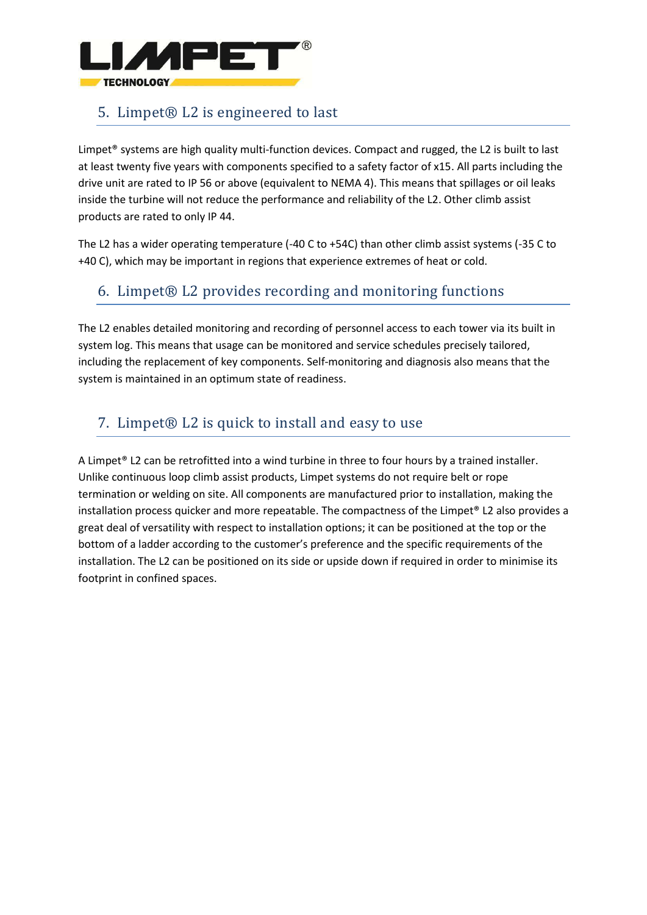## 5. Limpet® L2 is engineered to last

Limpet® systems are high quality multi-function devices. Compact and rugged, the L2 is built to last at least twenty five years with components specified to a safety factor of x15. All parts including the drive unit are rated to IP 56 or above (equivalent to NEMA 4). This means that spillages or oil leaks inside the turbine will not reduce the performance and reliability of the L2. Other climb assist products are rated to only IP 44.

The L2 has a wider operating temperature (-40 C to +54C) than other climb assist systems (-35 C to +40 C), which may be important in regions that experience extremes of heat or cold.

## 6. Limpet® L2 provides recording and monitoring functions

The L2 enables detailed monitoring and recording of personnel access to each tower via its built in system log. This means that usage can be monitored and service schedules precisely tailored, including the replacement of key components. Self-monitoring and diagnosis also means that the system is maintained in an optimum state of readiness.

## 7. Limpet® L2 is quick to install and easy to use

A Limpet® L2 can be retrofitted into a wind turbine in three to four hours by a trained installer. Unlike continuous loop climb assist products, Limpet systems do not require belt or rope termination or welding on site. All components are manufactured prior to installation, making the installation process quicker and more repeatable. The compactness of the Limpet® L2 also provides a great deal of versatility with respect to installation options; it can be positioned at the top or the bottom of a ladder according to the customer's preference and the specific requirements of the installation. The L2 can be positioned on its side or upside down if required in order to minimise its footprint in confined spaces.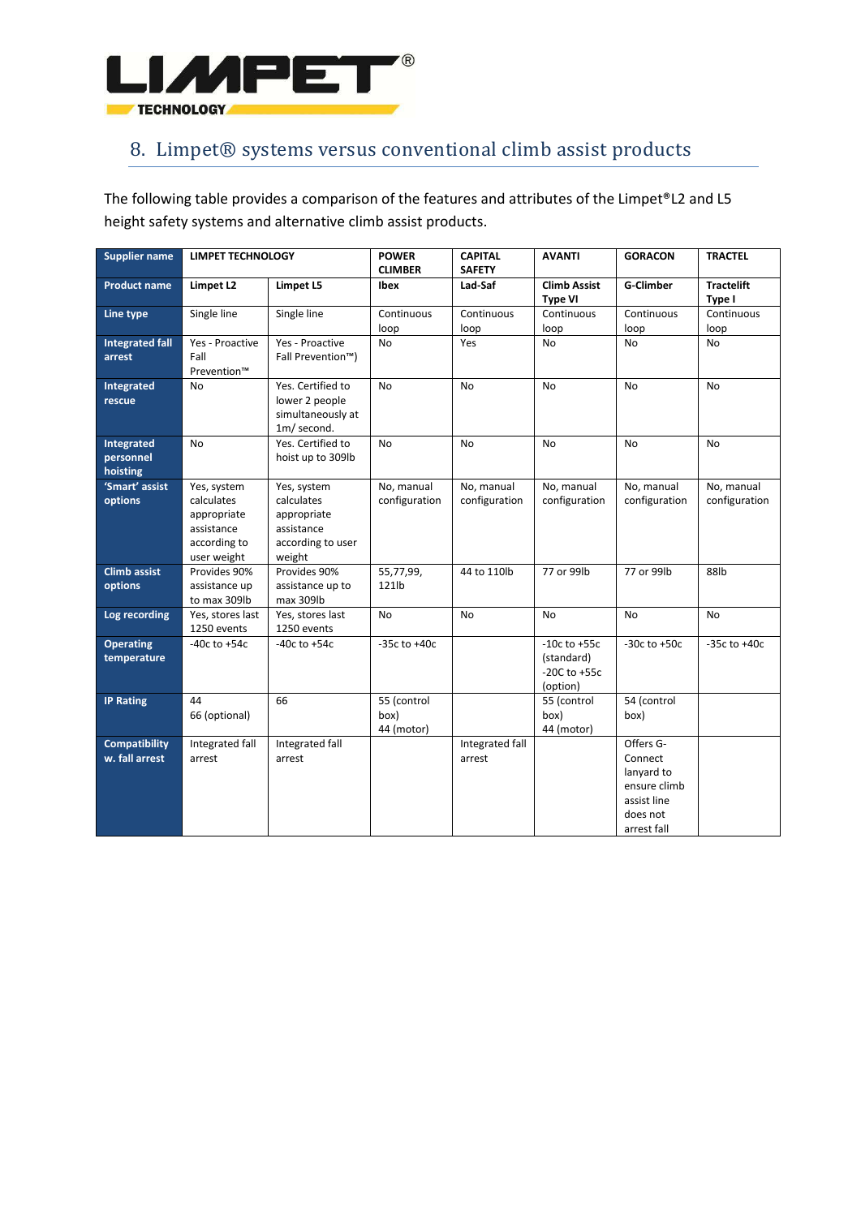## 8. Limpet® systems versus conventional climb assist products

The following table provides a comparison of the features and attributes of the Limpet®L2 and L5 height safety systems and alternative climb assist products.

| Supplier name | LIMPET TECHNOLOGY | | POWER CLIMBER | CAPITAL SAFETY | AVANTI | GORACON | TRACTEL |
|---|---|---|---|---|---|---|---|
| Product name | Limpet L2 | Limpet L5 | Ibex | Lad-Saf | Climb Assist Type VI | G-Climber | Tractelift Type I |
| Line type | Single line | Single line | Continuous loop | Continuous loop | Continuous loop | Continuous loop | Continuous loop |
| Integrated fall arrest | Yes - Proactive Fall Prevention™ | Yes - Proactive Fall Prevention™) | No | Yes | No | No | No |
| Integrated rescue | No | Yes. Certified to lower 2 people simultaneously at 1m/ second. | No | No | No | No | No |
| Integrated personnel hoisting | No | Yes. Certified to hoist up to 309lb | No | No | No | No | No |
| 'Smart' assist options | Yes, system calculates appropriate assistance according to user weight | Yes, system calculates appropriate assistance according to user weight | No, manual configuration | No, manual configuration | No, manual configuration | No, manual configuration | No, manual configuration |
| Climb assist options | Provides 90% assistance up to max 309lb | Provides 90% assistance up to max 309lb | 55,77,99, 121lb | 44 to 110lb | 77 or 99lb | 77 or 99lb | 88lb |
| Log recording | Yes, stores last 1250 events | Yes, stores last 1250 events | No | No | No | No | No |
| Operating temperature | -40c to +54c | -40c to +54c | -35c to +40c | | -10c to +55c (standard) -20C to +55c (option) | -30c to +50c | -35c to +40c |
| IP Rating | 44 66 (optional) | 66 | 55 (control box) 44 (motor) | | 55 (control box) 44 (motor) | 54 (control box) | |
| Compatibility w. fall arrest | Integrated fall arrest | Integrated fall arrest | | Integrated fall arrest | | Offers G-Connect lanyard to ensure climb assist line does not arrest fall | |